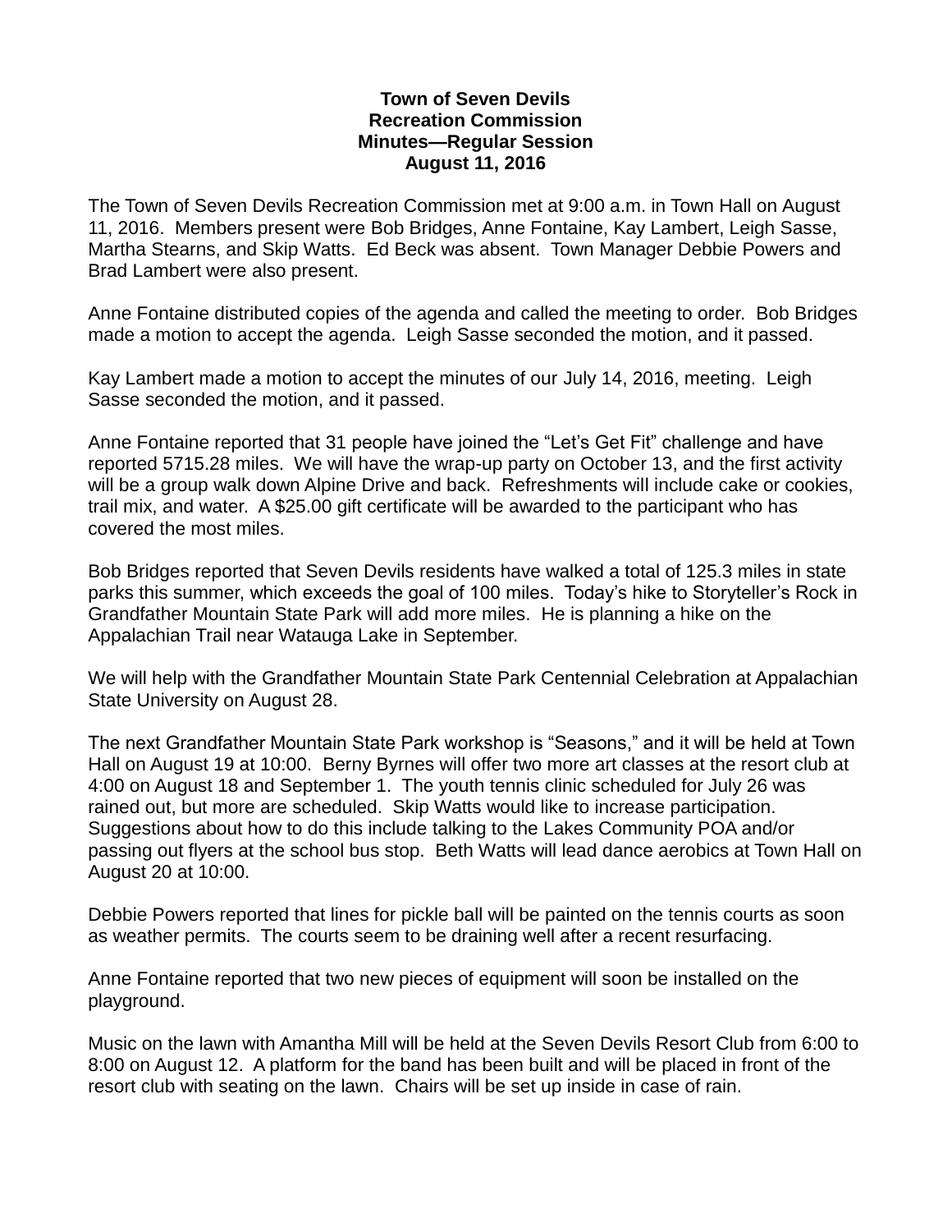**Town of Seven Devils**
**Recreation Commission**
**Minutes—Regular Session**
**August 11, 2016**

The Town of Seven Devils Recreation Commission met at 9:00 a.m. in Town Hall on August 11, 2016. Members present were Bob Bridges, Anne Fontaine, Kay Lambert, Leigh Sasse, Martha Stearns, and Skip Watts. Ed Beck was absent. Town Manager Debbie Powers and Brad Lambert were also present.

Anne Fontaine distributed copies of the agenda and called the meeting to order. Bob Bridges made a motion to accept the agenda. Leigh Sasse seconded the motion, and it passed.

Kay Lambert made a motion to accept the minutes of our July 14, 2016, meeting. Leigh Sasse seconded the motion, and it passed.

Anne Fontaine reported that 31 people have joined the "Let's Get Fit" challenge and have reported 5715.28 miles. We will have the wrap-up party on October 13, and the first activity will be a group walk down Alpine Drive and back. Refreshments will include cake or cookies, trail mix, and water. A $25.00 gift certificate will be awarded to the participant who has covered the most miles.

Bob Bridges reported that Seven Devils residents have walked a total of 125.3 miles in state parks this summer, which exceeds the goal of 100 miles. Today's hike to Storyteller's Rock in Grandfather Mountain State Park will add more miles. He is planning a hike on the Appalachian Trail near Watauga Lake in September.

We will help with the Grandfather Mountain State Park Centennial Celebration at Appalachian State University on August 28.

The next Grandfather Mountain State Park workshop is "Seasons," and it will be held at Town Hall on August 19 at 10:00. Berny Byrnes will offer two more art classes at the resort club at 4:00 on August 18 and September 1. The youth tennis clinic scheduled for July 26 was rained out, but more are scheduled. Skip Watts would like to increase participation. Suggestions about how to do this include talking to the Lakes Community POA and/or passing out flyers at the school bus stop. Beth Watts will lead dance aerobics at Town Hall on August 20 at 10:00.

Debbie Powers reported that lines for pickle ball will be painted on the tennis courts as soon as weather permits. The courts seem to be draining well after a recent resurfacing.

Anne Fontaine reported that two new pieces of equipment will soon be installed on the playground.

Music on the lawn with Amantha Mill will be held at the Seven Devils Resort Club from 6:00 to 8:00 on August 12. A platform for the band has been built and will be placed in front of the resort club with seating on the lawn. Chairs will be set up inside in case of rain.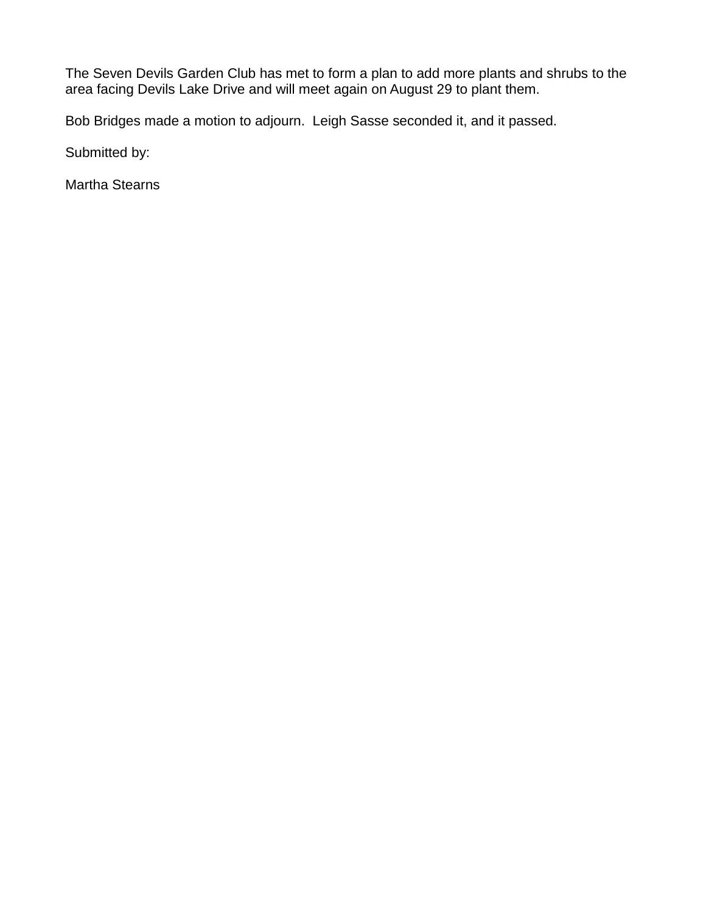The Seven Devils Garden Club has met to form a plan to add more plants and shrubs to the area facing Devils Lake Drive and will meet again on August 29 to plant them.

Bob Bridges made a motion to adjourn. Leigh Sasse seconded it, and it passed.

Submitted by:

Martha Stearns